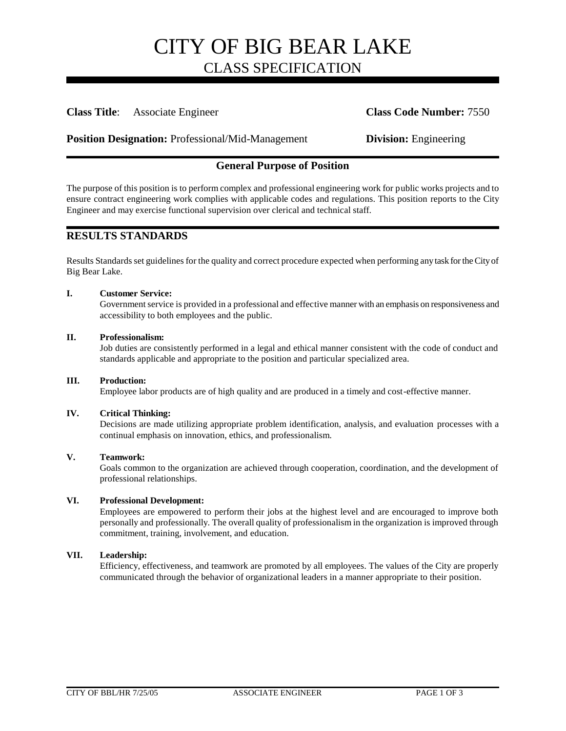# CITY OF BIG BEAR LAKE
## CLASS SPECIFICATION

**Class Title**: Associate Engineer **Class Code Number:** 7550

**Position Designation:** Professional/Mid-Management **Division:** Engineering

### General Purpose of Position

The purpose of this position is to perform complex and professional engineering work for public works projects and to ensure contract engineering work complies with applicable codes and regulations. This position reports to the City Engineer and may exercise functional supervision over clerical and technical staff.

## RESULTS STANDARDS

Results Standards set guidelines for the quality and correct procedure expected when performing any task for the City of Big Bear Lake.

**I. Customer Service:**
Government service is provided in a professional and effective manner with an emphasis on responsiveness and accessibility to both employees and the public.

**II. Professionalism:**
Job duties are consistently performed in a legal and ethical manner consistent with the code of conduct and standards applicable and appropriate to the position and particular specialized area.

**III. Production:**
Employee labor products are of high quality and are produced in a timely and cost-effective manner.

**IV. Critical Thinking:**
Decisions are made utilizing appropriate problem identification, analysis, and evaluation processes with a continual emphasis on innovation, ethics, and professionalism.

**V. Teamwork:**
Goals common to the organization are achieved through cooperation, coordination, and the development of professional relationships.

**VI. Professional Development:**
Employees are empowered to perform their jobs at the highest level and are encouraged to improve both personally and professionally. The overall quality of professionalism in the organization is improved through commitment, training, involvement, and education.

**VII. Leadership:**
Efficiency, effectiveness, and teamwork are promoted by all employees. The values of the City are properly communicated through the behavior of organizational leaders in a manner appropriate to their position.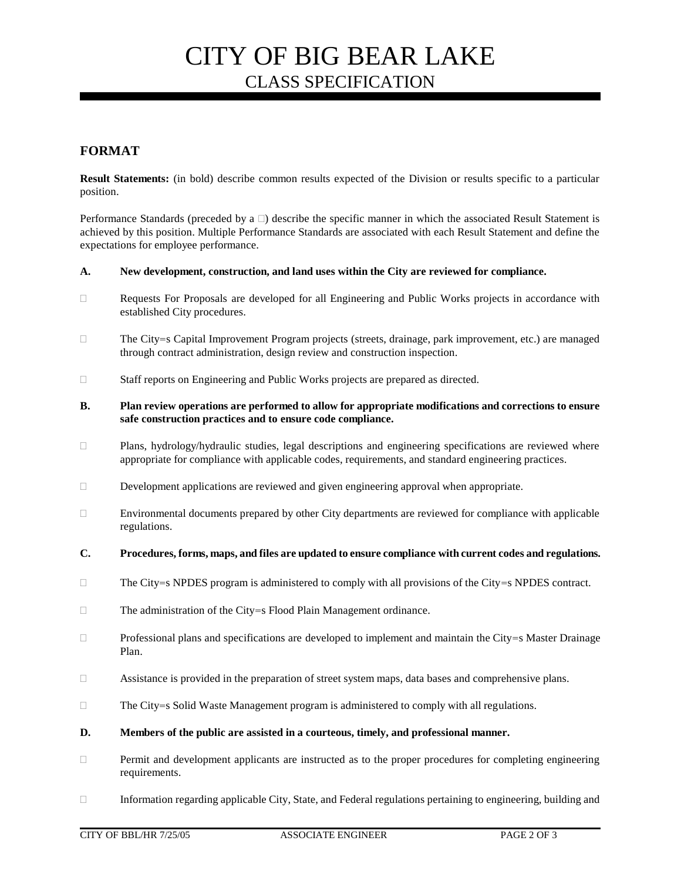# CITY OF BIG BEAR LAKE
## CLASS SPECIFICATION

## FORMAT

**Result Statements:** (in bold) describe common results expected of the Division or results specific to a particular position.

Performance Standards (preceded by a □) describe the specific manner in which the associated Result Statement is achieved by this position. Multiple Performance Standards are associated with each Result Statement and define the expectations for employee performance.

**A. New development, construction, and land uses within the City are reviewed for compliance.**

□ Requests For Proposals are developed for all Engineering and Public Works projects in accordance with established City procedures.

□ The City=s Capital Improvement Program projects (streets, drainage, park improvement, etc.) are managed through contract administration, design review and construction inspection.

□ Staff reports on Engineering and Public Works projects are prepared as directed.

**B. Plan review operations are performed to allow for appropriate modifications and corrections to ensure safe construction practices and to ensure code compliance.**

□ Plans, hydrology/hydraulic studies, legal descriptions and engineering specifications are reviewed where appropriate for compliance with applicable codes, requirements, and standard engineering practices.

□ Development applications are reviewed and given engineering approval when appropriate.

□ Environmental documents prepared by other City departments are reviewed for compliance with applicable regulations.

**C. Procedures, forms, maps, and files are updated to ensure compliance with current codes and regulations.**

□ The City=s NPDES program is administered to comply with all provisions of the City=s NPDES contract.

□ The administration of the City=s Flood Plain Management ordinance.

□ Professional plans and specifications are developed to implement and maintain the City=s Master Drainage Plan.

□ Assistance is provided in the preparation of street system maps, data bases and comprehensive plans.

□ The City=s Solid Waste Management program is administered to comply with all regulations.

**D. Members of the public are assisted in a courteous, timely, and professional manner.**

□ Permit and development applicants are instructed as to the proper procedures for completing engineering requirements.

□ Information regarding applicable City, State, and Federal regulations pertaining to engineering, building and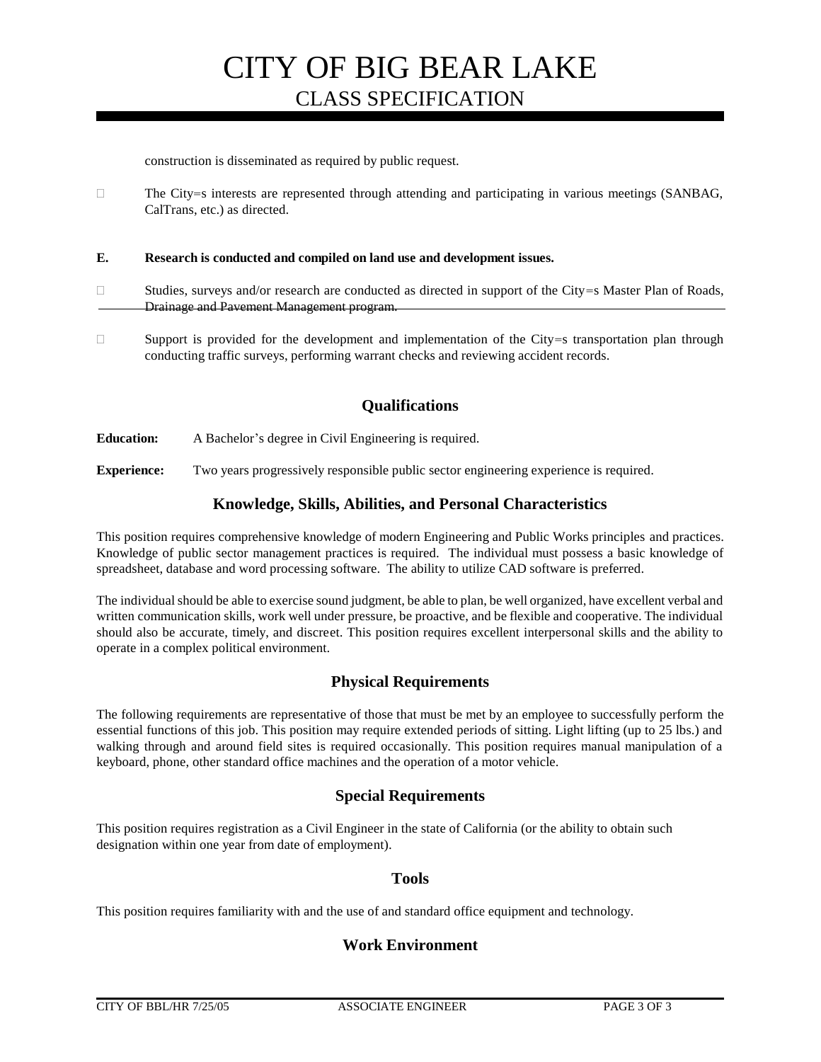construction is disseminated as required by public request.

- The City=s interests are represented through attending and participating in various meetings (SANBAG, CalTrans, etc.) as directed.

**E. Research is conducted and compiled on land use and development issues.**

- Studies, surveys and/or research are conducted as directed in support of the City=s Master Plan of Roads, Drainage and Pavement Management program.

- Support is provided for the development and implementation of the City=s transportation plan through conducting traffic surveys, performing warrant checks and reviewing accident records.

## Qualifications

**Education:** A Bachelor's degree in Civil Engineering is required.

**Experience:** Two years progressively responsible public sector engineering experience is required.

## Knowledge, Skills, Abilities, and Personal Characteristics

This position requires comprehensive knowledge of modern Engineering and Public Works principles and practices. Knowledge of public sector management practices is required. The individual must possess a basic knowledge of spreadsheet, database and word processing software. The ability to utilize CAD software is preferred.

The individual should be able to exercise sound judgment, be able to plan, be well organized, have excellent verbal and written communication skills, work well under pressure, be proactive, and be flexible and cooperative. The individual should also be accurate, timely, and discreet. This position requires excellent interpersonal skills and the ability to operate in a complex political environment.

## Physical Requirements

The following requirements are representative of those that must be met by an employee to successfully perform the essential functions of this job. This position may require extended periods of sitting. Light lifting (up to 25 lbs.) and walking through and around field sites is required occasionally. This position requires manual manipulation of a keyboard, phone, other standard office machines and the operation of a motor vehicle.

## Special Requirements

This position requires registration as a Civil Engineer in the state of California (or the ability to obtain such designation within one year from date of employment).

## Tools

This position requires familiarity with and the use of and standard office equipment and technology.

## Work Environment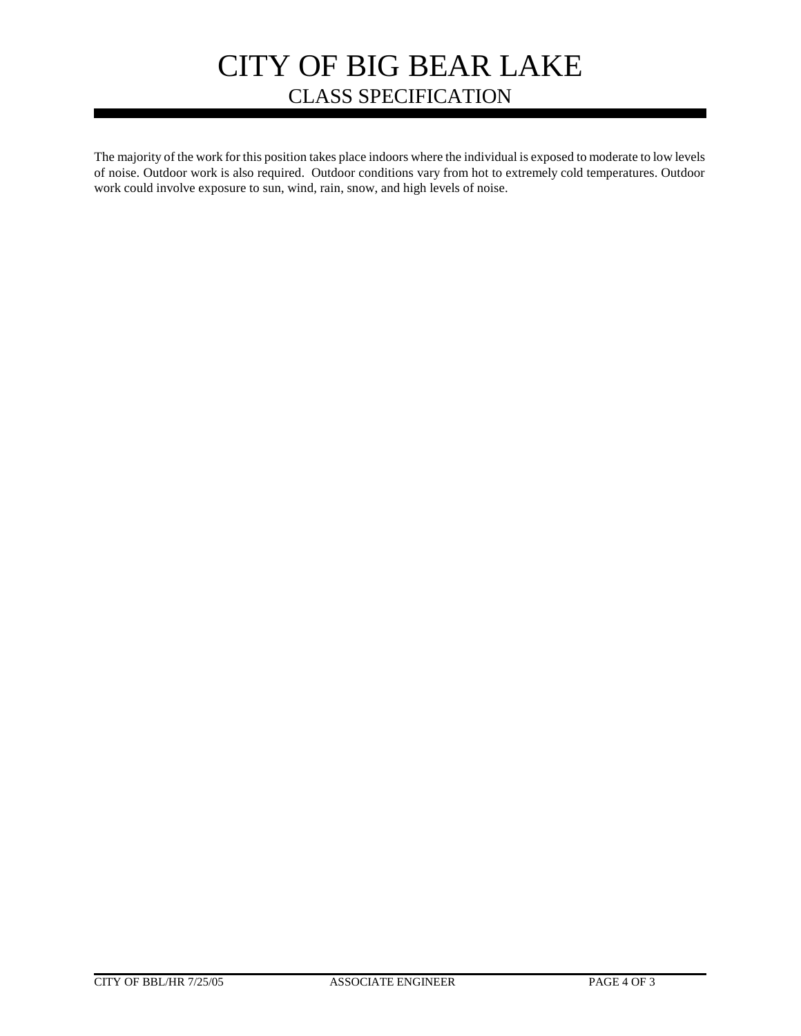The majority of the work for this position takes place indoors where the individual is exposed to moderate to low levels of noise. Outdoor work is also required. Outdoor conditions vary from hot to extremely cold temperatures. Outdoor work could involve exposure to sun, wind, rain, snow, and high levels of noise.